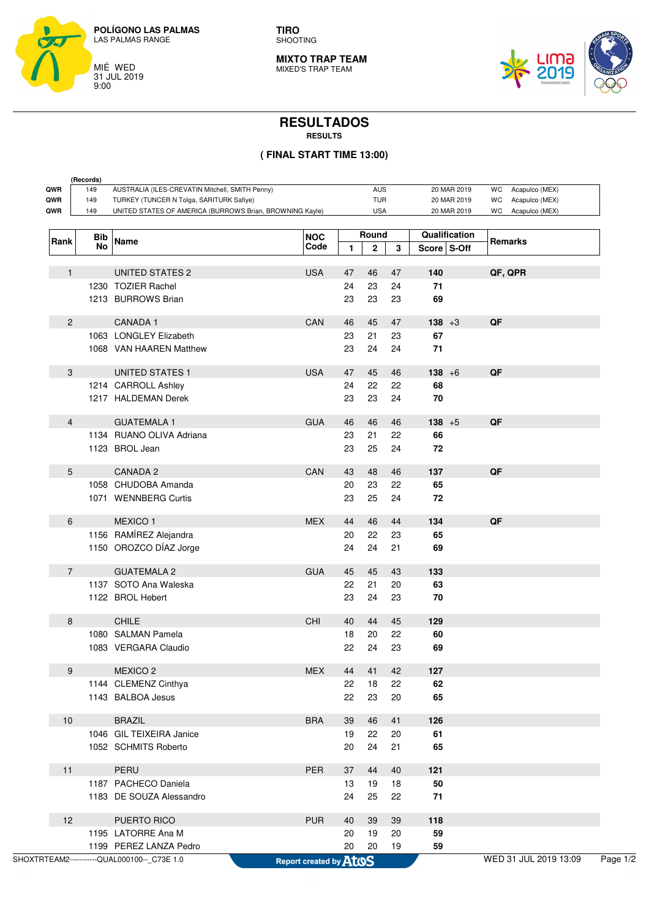POLÍGONO LAS PALMAS
LAS PALMAS RANGE

MIÉ WED
31 JUL 2019
9:00

TIRO
SHOOTING

MIXTO TRAP TEAM
MIXED'S TRAP TEAM

# RESULTADOS
RESULTS

**( FINAL START TIME 13:00)**

(Records)

| | | | | | | |
|---|---|---|---|---|---|---|
| QWR | 149 | AUSTRALIA (ILES-CREVATIN Mitchell, SMITH Penny) | AUS | 20 MAR 2019 | WC | Acapulco (MEX) |
| QWR | 149 | TURKEY (TUNCER N Tolga, SARITURK Safiye) | TUR | 20 MAR 2019 | WC | Acapulco (MEX) |
| QWR | 149 | UNITED STATES OF AMERICA (BURROWS Brian, BROWNING Kayle) | USA | 20 MAR 2019 | WC | Acapulco (MEX) |

| Rank | Bib No | Name | NOC Code | Round 1 | Round 2 | Round 3 | Qualification Score | S-Off | Remarks |
|---|---|---|---|---|---|---|---|---|---|
| 1 | | UNITED STATES 2 | USA | 47 | 46 | 47 | 140 | | QF, QPR |
| | 1230 | TOZIER Rachel | | 24 | 23 | 24 | 71 | | |
| | 1213 | BURROWS Brian | | 23 | 23 | 23 | 69 | | |
| 2 | | CANADA 1 | CAN | 46 | 45 | 47 | 138 | +3 | QF |
| | 1063 | LONGLEY Elizabeth | | 23 | 21 | 23 | 67 | | |
| | 1068 | VAN HAAREN Matthew | | 23 | 24 | 24 | 71 | | |
| 3 | | UNITED STATES 1 | USA | 47 | 45 | 46 | 138 | +6 | QF |
| | 1214 | CARROLL Ashley | | 24 | 22 | 22 | 68 | | |
| | 1217 | HALDEMAN Derek | | 23 | 23 | 24 | 70 | | |
| 4 | | GUATEMALA 1 | GUA | 46 | 46 | 46 | 138 | +5 | QF |
| | 1134 | RUANO OLIVA Adriana | | 23 | 21 | 22 | 66 | | |
| | 1123 | BROL Jean | | 23 | 25 | 24 | 72 | | |
| 5 | | CANADA 2 | CAN | 43 | 48 | 46 | 137 | | QF |
| | 1058 | CHUDOBA Amanda | | 20 | 23 | 22 | 65 | | |
| | 1071 | WENNBERG Curtis | | 23 | 25 | 24 | 72 | | |
| 6 | | MEXICO 1 | MEX | 44 | 46 | 44 | 134 | | QF |
| | 1156 | RAMÍREZ Alejandra | | 20 | 22 | 23 | 65 | | |
| | 1150 | OROZCO DÍAZ Jorge | | 24 | 24 | 21 | 69 | | |
| 7 | | GUATEMALA 2 | GUA | 45 | 45 | 43 | 133 | | |
| | 1137 | SOTO Ana Waleska | | 22 | 21 | 20 | 63 | | |
| | 1122 | BROL Hebert | | 23 | 24 | 23 | 70 | | |
| 8 | | CHILE | CHI | 40 | 44 | 45 | 129 | | |
| | 1080 | SALMAN Pamela | | 18 | 20 | 22 | 60 | | |
| | 1083 | VERGARA Claudio | | 22 | 24 | 23 | 69 | | |
| 9 | | MEXICO 2 | MEX | 44 | 41 | 42 | 127 | | |
| | 1144 | CLEMENZ Cinthya | | 22 | 18 | 22 | 62 | | |
| | 1143 | BALBOA Jesus | | 22 | 23 | 20 | 65 | | |
| 10 | | BRAZIL | BRA | 39 | 46 | 41 | 126 | | |
| | 1046 | GIL TEIXEIRA Janice | | 19 | 22 | 20 | 61 | | |
| | 1052 | SCHMITS Roberto | | 20 | 24 | 21 | 65 | | |
| 11 | | PERU | PER | 37 | 44 | 40 | 121 | | |
| | 1187 | PACHECO Daniela | | 13 | 19 | 18 | 50 | | |
| | 1183 | DE SOUZA Alessandro | | 24 | 25 | 22 | 71 | | |
| 12 | | PUERTO RICO | PUR | 40 | 39 | 39 | 118 | | |
| | 1195 | LATORRE Ana M | | 20 | 19 | 20 | 59 | | |
| | 1199 | PEREZ LANZA Pedro | | 20 | 20 | 19 | 59 | | |

SHOXTRTEAM2-----------QUAL000100--_C73E 1.0 Report created by Atos WED 31 JUL 2019 13:09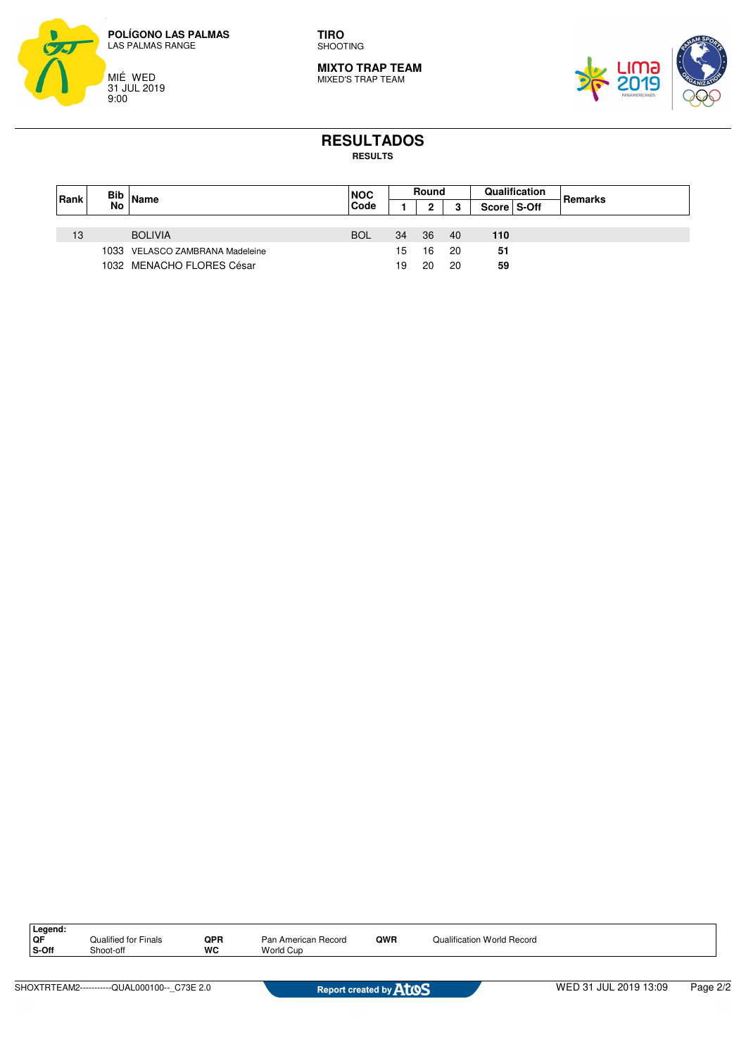POLÍGONO LAS PALMAS
LAS PALMAS RANGE

MIÉ WED
31 JUL 2019
9:00

TIRO
SHOOTING

MIXTO TRAP TEAM
MIXED'S TRAP TEAM

# RESULTADOS
## RESULTS

| Rank | Bib No | Name | NOC Code | Round 1 | Round 2 | Round 3 | Qualification Score | Qualification S-Off | Remarks |
|---|---|---|---|---|---|---|---|---|---|
| 13 | | BOLIVIA | BOL | 34 | 36 | 40 | **110** | | |
| | 1033 | VELASCO ZAMBRANA Madeleine | | 15 | 16 | 20 | **51** | | |
| | 1032 | MENACHO FLORES César | | 19 | 20 | 20 | **59** | | |

**Legend:**

| | | | | | |
|---|---|---|---|---|---|
| **QF** | Qualified for Finals | **QPR** | Pan American Record | **QWR** | Qualification World Record |
| **S-Off** | Shoot-off | **WC** | World Cup | | |

SHOXTRTEAM2-----------QUAL000100--_C73E 2.0 — Report created by Atos — WED 31 JUL 2019 13:09